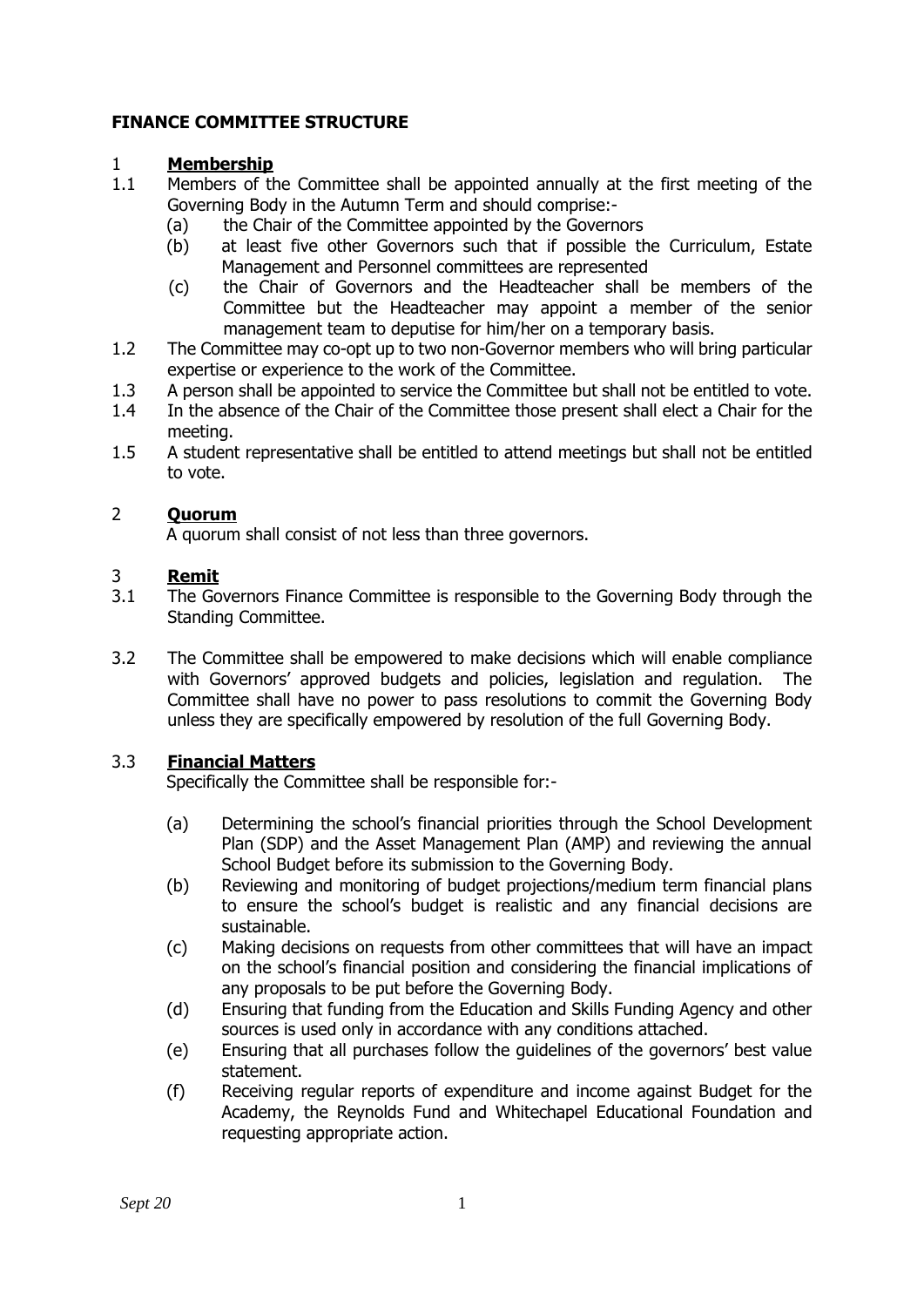# FINANCE COMMITTEE STRUCTURE

## 1 Membership

1.1 Members of the Committee shall be appointed annually at the first meeting of the Governing Body in the Autumn Term and should comprise:-

- (a) the Chair of the Committee appointed by the Governors
- (b) at least five other Governors such that if possible the Curriculum, Estate Management and Personnel committees are represented
- (c) the Chair of Governors and the Headteacher shall be members of the Committee but the Headteacher may appoint a member of the senior management team to deputise for him/her on a temporary basis.

1.2 The Committee may co-opt up to two non-Governor members who will bring particular expertise or experience to the work of the Committee.

1.3 A person shall be appointed to service the Committee but shall not be entitled to vote.

1.4 In the absence of the Chair of the Committee those present shall elect a Chair for the meeting.

1.5 A student representative shall be entitled to attend meetings but shall not be entitled to vote.

## 2 Quorum

A quorum shall consist of not less than three governors.

## 3 Remit

3.1 The Governors Finance Committee is responsible to the Governing Body through the Standing Committee.

3.2 The Committee shall be empowered to make decisions which will enable compliance with Governors' approved budgets and policies, legislation and regulation. The Committee shall have no power to pass resolutions to commit the Governing Body unless they are specifically empowered by resolution of the full Governing Body.

### 3.3 Financial Matters

Specifically the Committee shall be responsible for:-

- (a) Determining the school's financial priorities through the School Development Plan (SDP) and the Asset Management Plan (AMP) and reviewing the annual School Budget before its submission to the Governing Body.
- (b) Reviewing and monitoring of budget projections/medium term financial plans to ensure the school's budget is realistic and any financial decisions are sustainable.
- (c) Making decisions on requests from other committees that will have an impact on the school's financial position and considering the financial implications of any proposals to be put before the Governing Body.
- (d) Ensuring that funding from the Education and Skills Funding Agency and other sources is used only in accordance with any conditions attached.
- (e) Ensuring that all purchases follow the guidelines of the governors' best value statement.
- (f) Receiving regular reports of expenditure and income against Budget for the Academy, the Reynolds Fund and Whitechapel Educational Foundation and requesting appropriate action.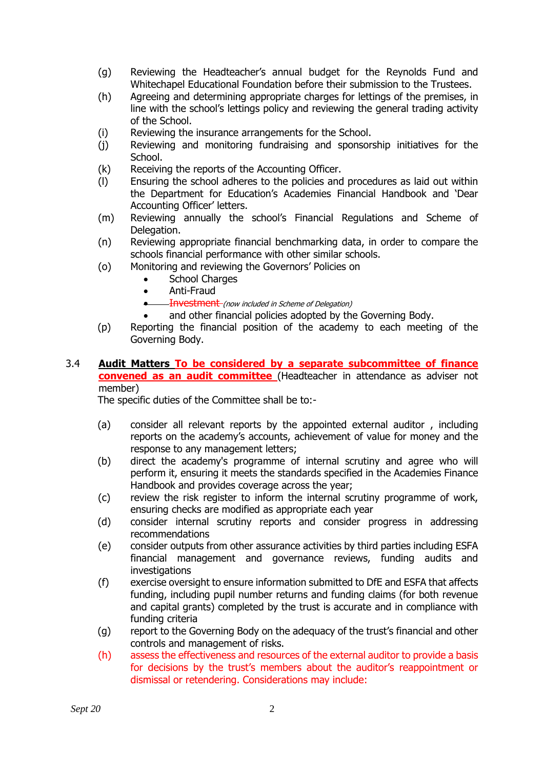(g) Reviewing the Headteacher's annual budget for the Reynolds Fund and Whitechapel Educational Foundation before their submission to the Trustees.

(h) Agreeing and determining appropriate charges for lettings of the premises, in line with the school's lettings policy and reviewing the general trading activity of the School.

(i) Reviewing the insurance arrangements for the School.

(j) Reviewing and monitoring fundraising and sponsorship initiatives for the School.

(k) Receiving the reports of the Accounting Officer.

(l) Ensuring the school adheres to the policies and procedures as laid out within the Department for Education's Academies Financial Handbook and 'Dear Accounting Officer' letters.

(m) Reviewing annually the school's Financial Regulations and Scheme of Delegation.

(n) Reviewing appropriate financial benchmarking data, in order to compare the schools financial performance with other similar schools.

(o) Monitoring and reviewing the Governors' Policies on
- School Charges
- Anti-Fraud
- ~~Investment~~ *(now included in Scheme of Delegation)*
- and other financial policies adopted by the Governing Body.

(p) Reporting the financial position of the academy to each meeting of the Governing Body.

3.4 **Audit Matters** **To be considered by a separate subcommittee of finance convened as an audit committee** (Headteacher in attendance as adviser not member)

The specific duties of the Committee shall be to:-

(a) consider all relevant reports by the appointed external auditor , including reports on the academy's accounts, achievement of value for money and the response to any management letters;

(b) direct the academy's programme of internal scrutiny and agree who will perform it, ensuring it meets the standards specified in the Academies Finance Handbook and provides coverage across the year;

(c) review the risk register to inform the internal scrutiny programme of work, ensuring checks are modified as appropriate each year

(d) consider internal scrutiny reports and consider progress in addressing recommendations

(e) consider outputs from other assurance activities by third parties including ESFA financial management and governance reviews, funding audits and investigations

(f) exercise oversight to ensure information submitted to DfE and ESFA that affects funding, including pupil number returns and funding claims (for both revenue and capital grants) completed by the trust is accurate and in compliance with funding criteria

(g) report to the Governing Body on the adequacy of the trust's financial and other controls and management of risks.

(h) assess the effectiveness and resources of the external auditor to provide a basis for decisions by the trust's members about the auditor's reappointment or dismissal or retendering. Considerations may include: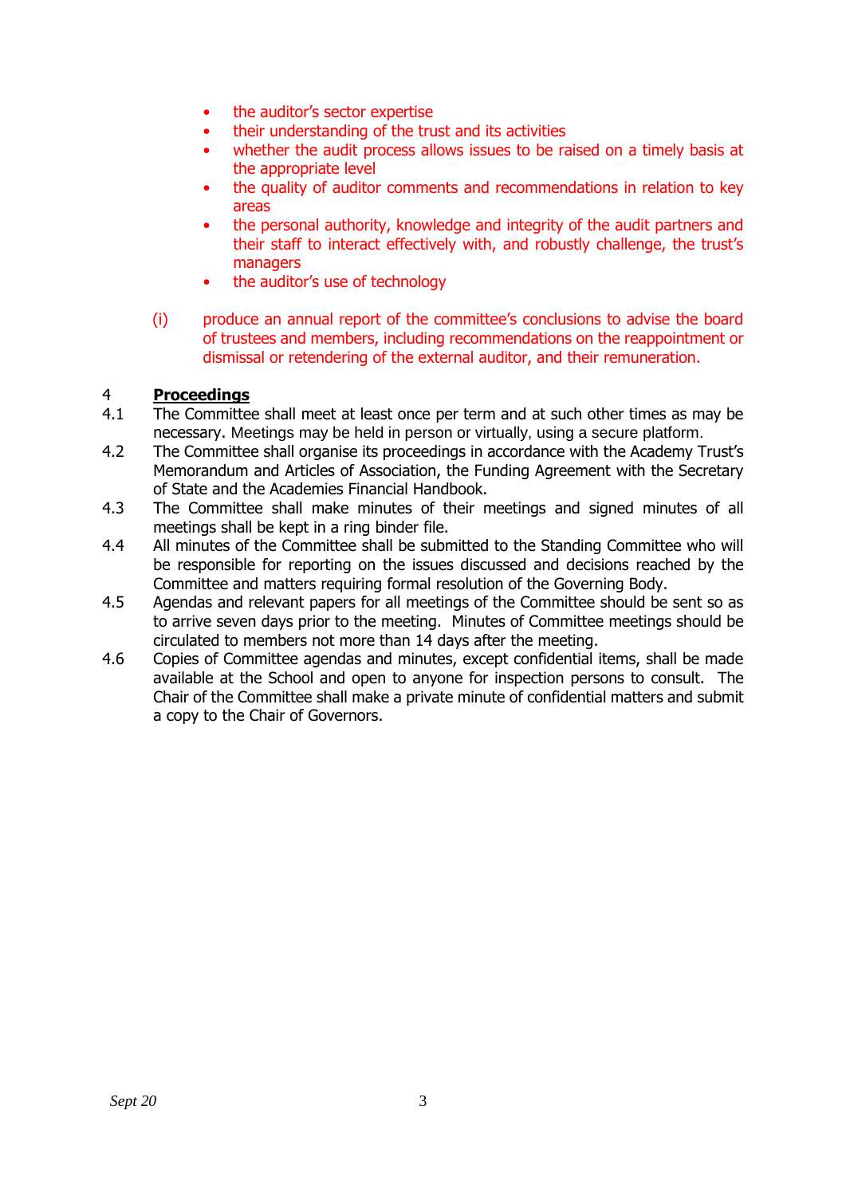- the auditor's sector expertise
- their understanding of the trust and its activities
- whether the audit process allows issues to be raised on a timely basis at the appropriate level
- the quality of auditor comments and recommendations in relation to key areas
- the personal authority, knowledge and integrity of the audit partners and their staff to interact effectively with, and robustly challenge, the trust's managers
- the auditor's use of technology

(i) produce an annual report of the committee's conclusions to advise the board of trustees and members, including recommendations on the reappointment or dismissal or retendering of the external auditor, and their remuneration.

## 4 **Proceedings**

4.1 The Committee shall meet at least once per term and at such other times as may be necessary. Meetings may be held in person or virtually, using a secure platform.

4.2 The Committee shall organise its proceedings in accordance with the Academy Trust's Memorandum and Articles of Association, the Funding Agreement with the Secretary of State and the Academies Financial Handbook.

4.3 The Committee shall make minutes of their meetings and signed minutes of all meetings shall be kept in a ring binder file.

4.4 All minutes of the Committee shall be submitted to the Standing Committee who will be responsible for reporting on the issues discussed and decisions reached by the Committee and matters requiring formal resolution of the Governing Body.

4.5 Agendas and relevant papers for all meetings of the Committee should be sent so as to arrive seven days prior to the meeting. Minutes of Committee meetings should be circulated to members not more than 14 days after the meeting.

4.6 Copies of Committee agendas and minutes, except confidential items, shall be made available at the School and open to anyone for inspection persons to consult. The Chair of the Committee shall make a private minute of confidential matters and submit a copy to the Chair of Governors.